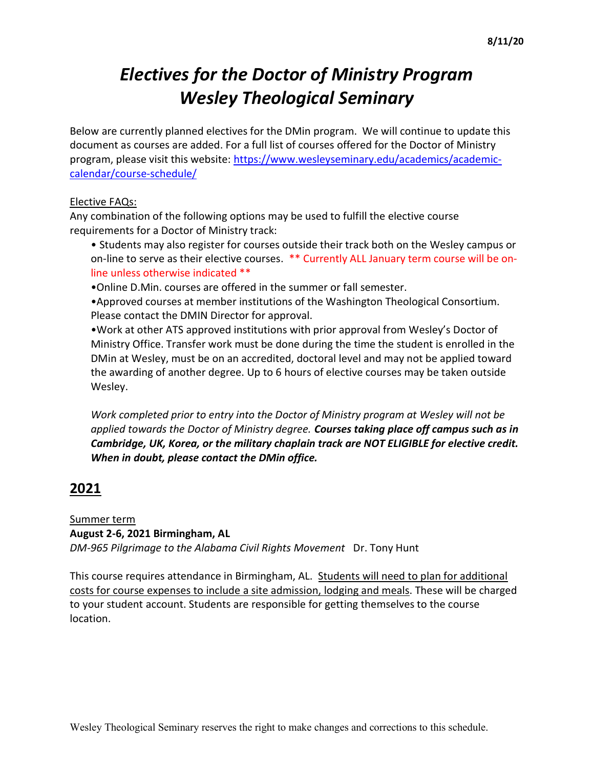**8/11/20**

# *Electives for the Doctor of Ministry Program*
# *Wesley Theological Seminary*

Below are currently planned electives for the DMin program. We will continue to update this document as courses are added. For a full list of courses offered for the Doctor of Ministry program, please visit this website: [https://www.wesleyseminary.edu/academics/academic-calendar/course-schedule/](https://www.wesleyseminary.edu/academics/academic-calendar/course-schedule/)

Elective FAQs:

Any combination of the following options may be used to fulfill the elective course requirements for a Doctor of Ministry track:

- Students may also register for courses outside their track both on the Wesley campus or on-line to serve as their elective courses. ** Currently ALL January term course will be on-line unless otherwise indicated **
- Online D.Min. courses are offered in the summer or fall semester.
- Approved courses at member institutions of the Washington Theological Consortium. Please contact the DMIN Director for approval.
- Work at other ATS approved institutions with prior approval from Wesley's Doctor of Ministry Office. Transfer work must be done during the time the student is enrolled in the DMin at Wesley, must be on an accredited, doctoral level and may not be applied toward the awarding of another degree. Up to 6 hours of elective courses may be taken outside Wesley.

*Work completed prior to entry into the Doctor of Ministry program at Wesley will not be applied towards the Doctor of Ministry degree.* ***Courses taking place off campus such as in Cambridge, UK, Korea, or the military chaplain track are NOT ELIGIBLE for elective credit. When in doubt, please contact the DMin office.***

## 2021

Summer term

**August 2-6, 2021 Birmingham, AL**

*DM-965 Pilgrimage to the Alabama Civil Rights Movement* Dr. Tony Hunt

This course requires attendance in Birmingham, AL. Students will need to plan for additional costs for course expenses to include a site admission, lodging and meals. These will be charged to your student account. Students are responsible for getting themselves to the course location.

Wesley Theological Seminary reserves the right to make changes and corrections to this schedule.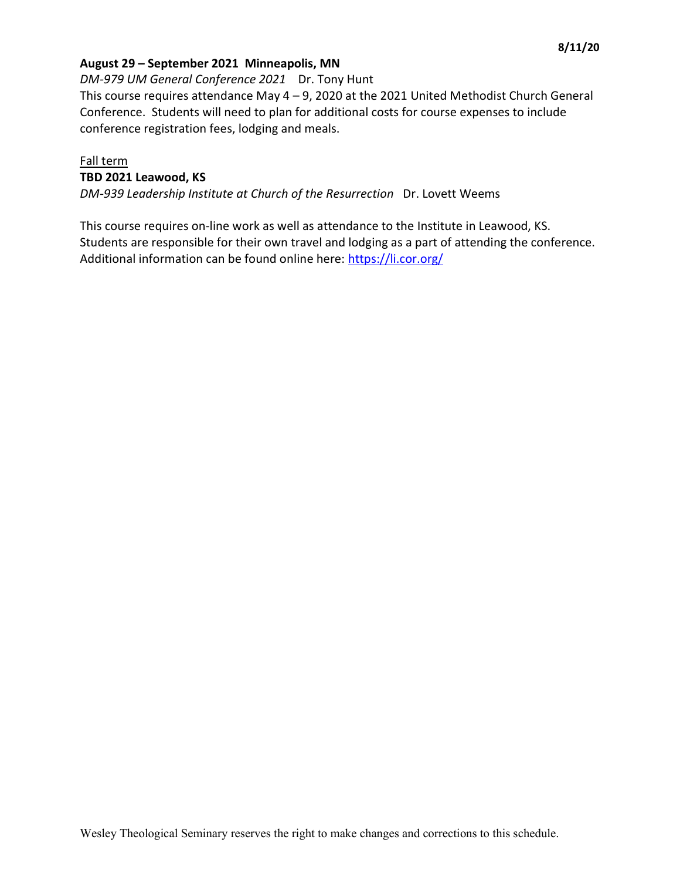8/11/20

**August 29 – September 2021 Minneapolis, MN**

*DM-979 UM General Conference 2021* Dr. Tony Hunt

This course requires attendance May 4 – 9, 2020 at the 2021 United Methodist Church General Conference. Students will need to plan for additional costs for course expenses to include conference registration fees, lodging and meals.

<u>Fall term</u>

**TBD 2021 Leawood, KS**

*DM-939 Leadership Institute at Church of the Resurrection* Dr. Lovett Weems

This course requires on-line work as well as attendance to the Institute in Leawood, KS. Students are responsible for their own travel and lodging as a part of attending the conference. Additional information can be found online here: https://li.cor.org/

Wesley Theological Seminary reserves the right to make changes and corrections to this schedule.